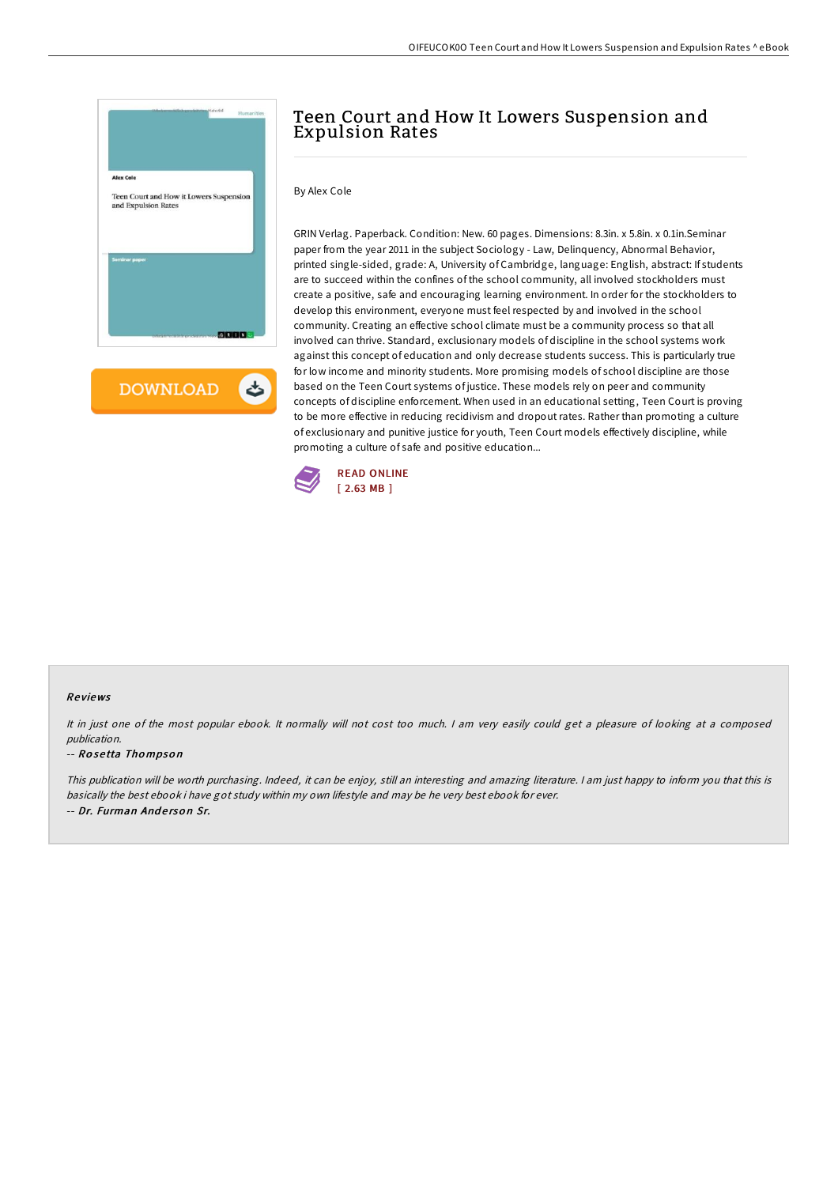# Teen Court and How It Lowers Suspension and Expulsion Rates

By Alex Cole

GRIN Verlag. Paperback. Condition: New. 60 pages. Dimensions: 8.3in. x 5.8in. x 0.1in.Seminar paper from the year 2011 in the subject Sociology - Law, Delinquency, Abnormal Behavior, printed single-sided, grade: A, University of Cambridge, language: English, abstract: If students are to succeed within the confines of the school community, all involved stockholders must create a positive, safe and encouraging learning environment. In order for the stockholders to develop this environment, everyone must feel respected by and involved in the school community. Creating an effective school climate must be a community process so that all involved can thrive. Standard, exclusionary models of discipline in the school systems work against this concept of education and only decrease students success. This is particularly true for low income and minority students. More promising models of school discipline are those based on the Teen Court systems of justice. These models rely on peer and community concepts of discipline enforcement. When used in an educational setting, Teen Court is proving to be more effective in reducing recidivism and dropout rates. Rather than promoting a culture of exclusionary and punitive justice for youth, Teen Court models effectively discipline, while promoting a culture of safe and positive education...

READ ONLINE
[ 2.63 MB ]

## Reviews

*It in just one of the most popular ebook. It normally will not cost too much. I am very easily could get a pleasure of looking at a composed publication.*

-- *Rosetta Thompson*

*This publication will be worth purchasing. Indeed, it can be enjoy, still an interesting and amazing literature. I am just happy to inform you that this is basically the best ebook i have got study within my own lifestyle and may be he very best ebook for ever.*

-- *Dr. Furman Anderson Sr.*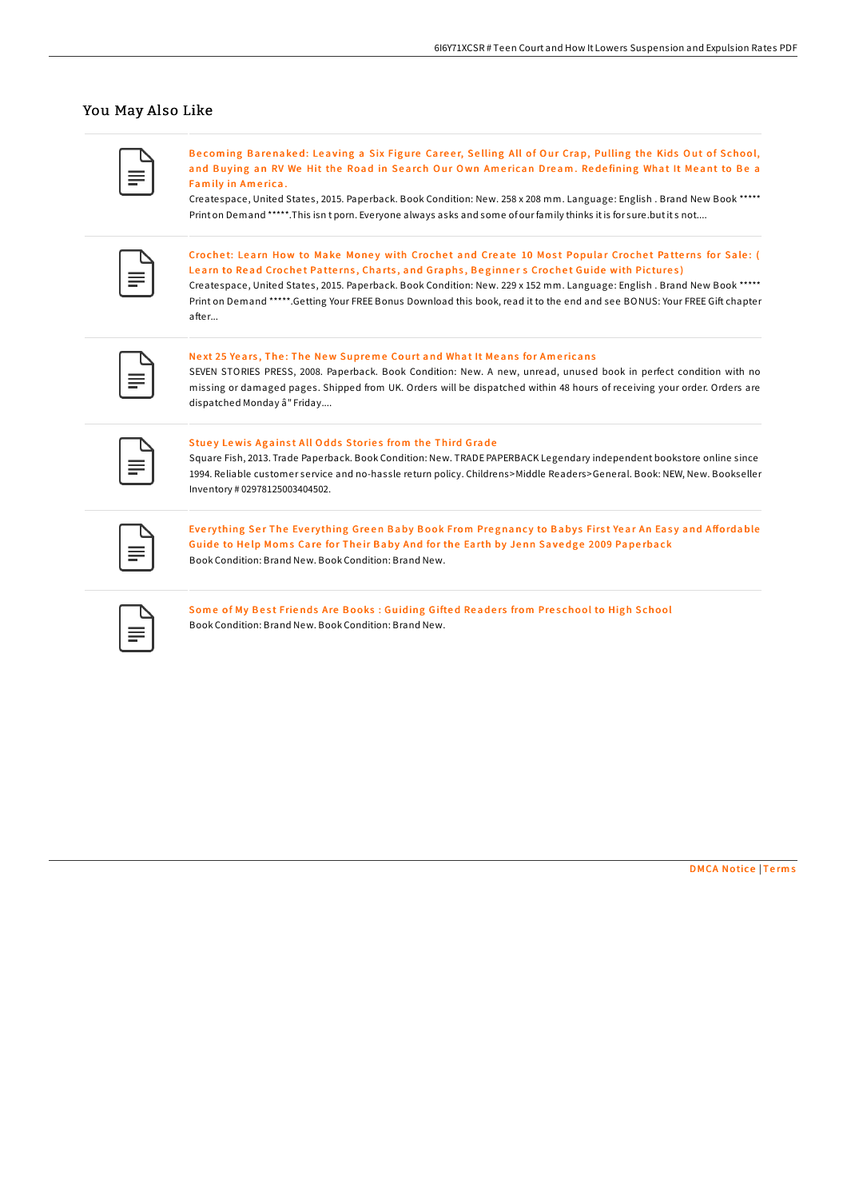## You May Also Like

**Becoming Barenaked: Leaving a Six Figure Career, Selling All of Our Crap, Pulling the Kids Out of School, and Buying an RV We Hit the Road in Search Our Own American Dream. Redefining What It Meant to Be a Family in America.**

Createspace, United States, 2015. Paperback. Book Condition: New. 258 x 208 mm. Language: English . Brand New Book ***** Print on Demand *****.This isn t porn. Everyone always asks and some of our family thinks it is for sure.but it s not....

**Crochet: Learn How to Make Money with Crochet and Create 10 Most Popular Crochet Patterns for Sale: ( Learn to Read Crochet Patterns, Charts, and Graphs, Beginner s Crochet Guide with Pictures)**

Createspace, United States, 2015. Paperback. Book Condition: New. 229 x 152 mm. Language: English . Brand New Book ***** Print on Demand *****.Getting Your FREE Bonus Download this book, read it to the end and see BONUS: Your FREE Gift chapter after...

**Next 25 Years, The: The New Supreme Court and What It Means for Americans**

SEVEN STORIES PRESS, 2008. Paperback. Book Condition: New. A new, unread, unused book in perfect condition with no missing or damaged pages. Shipped from UK. Orders will be dispatched within 48 hours of receiving your order. Orders are dispatched Monday â" Friday....

**Stuey Lewis Against All Odds Stories from the Third Grade**

Square Fish, 2013. Trade Paperback. Book Condition: New. TRADE PAPERBACK Legendary independent bookstore online since 1994. Reliable customer service and no-hassle return policy. Childrens>Middle Readers>General. Book: NEW, New. Bookseller Inventory # 02978125003404502.

**Everything Ser The Everything Green Baby Book From Pregnancy to Babys First Year An Easy and Affordable Guide to Help Moms Care for Their Baby And for the Earth by Jenn Savedge 2009 Paperback**

Book Condition: Brand New. Book Condition: Brand New.

**Some of My Best Friends Are Books : Guiding Gifted Readers from Preschool to High School**

Book Condition: Brand New. Book Condition: Brand New.